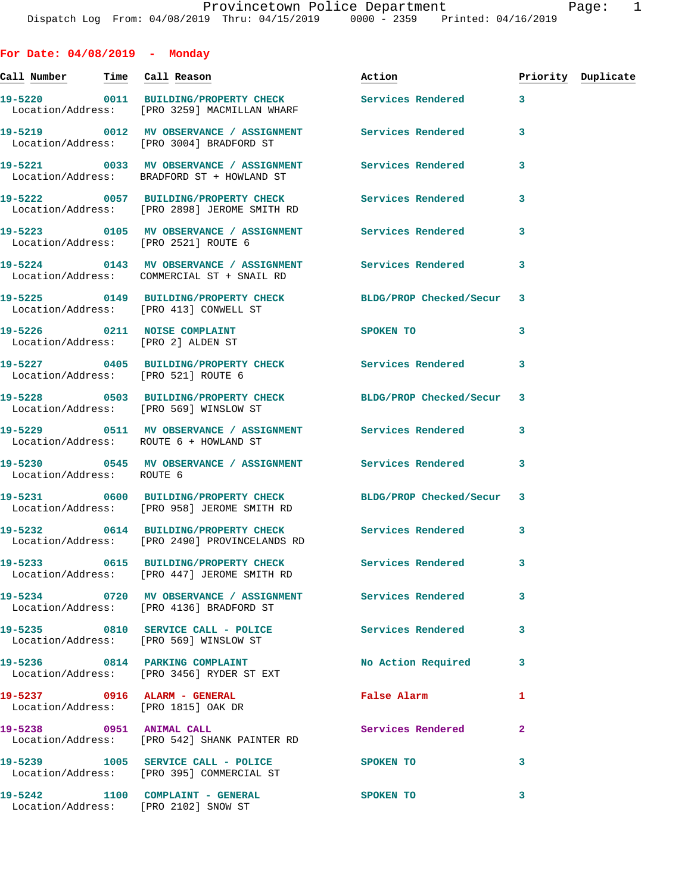Provincetown Police Department
Dispatch Log From: 04/08/2019 Thru: 04/15/2019 0000 - 2359 Printed: 04/16/2019

## For Date: 04/08/2019 - Monday

| Call Number | Time | Call Reason | Action | Priority | Duplicate |
|---|---|---|---|---|---|
| 19-5220 | 0011 | BUILDING/PROPERTY CHECK | Services Rendered | 3 | |
| Location/Address: | | [PRO 3259] MACMILLAN WHARF | | | |
| 19-5219 | 0012 | MV OBSERVANCE / ASSIGNMENT | Services Rendered | 3 | |
| Location/Address: | | [PRO 3004] BRADFORD ST | | | |
| 19-5221 | 0033 | MV OBSERVANCE / ASSIGNMENT | Services Rendered | 3 | |
| Location/Address: | | BRADFORD ST + HOWLAND ST | | | |
| 19-5222 | 0057 | BUILDING/PROPERTY CHECK | Services Rendered | 3 | |
| Location/Address: | | [PRO 2898] JEROME SMITH RD | | | |
| 19-5223 | 0105 | MV OBSERVANCE / ASSIGNMENT | Services Rendered | 3 | |
| Location/Address: | | [PRO 2521] ROUTE 6 | | | |
| 19-5224 | 0143 | MV OBSERVANCE / ASSIGNMENT | Services Rendered | 3 | |
| Location/Address: | | COMMERCIAL ST + SNAIL RD | | | |
| 19-5225 | 0149 | BUILDING/PROPERTY CHECK | BLDG/PROP Checked/Secur | 3 | |
| Location/Address: | | [PRO 413] CONWELL ST | | | |
| 19-5226 | 0211 | NOISE COMPLAINT | SPOKEN TO | 3 | |
| Location/Address: | | [PRO 2] ALDEN ST | | | |
| 19-5227 | 0405 | BUILDING/PROPERTY CHECK | Services Rendered | 3 | |
| Location/Address: | | [PRO 521] ROUTE 6 | | | |
| 19-5228 | 0503 | BUILDING/PROPERTY CHECK | BLDG/PROP Checked/Secur | 3 | |
| Location/Address: | | [PRO 569] WINSLOW ST | | | |
| 19-5229 | 0511 | MV OBSERVANCE / ASSIGNMENT | Services Rendered | 3 | |
| Location/Address: | | ROUTE 6 + HOWLAND ST | | | |
| 19-5230 | 0545 | MV OBSERVANCE / ASSIGNMENT | Services Rendered | 3 | |
| Location/Address: | | ROUTE 6 | | | |
| 19-5231 | 0600 | BUILDING/PROPERTY CHECK | BLDG/PROP Checked/Secur | 3 | |
| Location/Address: | | [PRO 958] JEROME SMITH RD | | | |
| 19-5232 | 0614 | BUILDING/PROPERTY CHECK | Services Rendered | 3 | |
| Location/Address: | | [PRO 2490] PROVINCELANDS RD | | | |
| 19-5233 | 0615 | BUILDING/PROPERTY CHECK | Services Rendered | 3 | |
| Location/Address: | | [PRO 447] JEROME SMITH RD | | | |
| 19-5234 | 0720 | MV OBSERVANCE / ASSIGNMENT | Services Rendered | 3 | |
| Location/Address: | | [PRO 4136] BRADFORD ST | | | |
| 19-5235 | 0810 | SERVICE CALL - POLICE | Services Rendered | 3 | |
| Location/Address: | | [PRO 569] WINSLOW ST | | | |
| 19-5236 | 0814 | PARKING COMPLAINT | No Action Required | 3 | |
| Location/Address: | | [PRO 3456] RYDER ST EXT | | | |
| 19-5237 | 0916 | ALARM - GENERAL | False Alarm | 1 | |
| Location/Address: | | [PRO 1815] OAK DR | | | |
| 19-5238 | 0951 | ANIMAL CALL | Services Rendered | 2 | |
| Location/Address: | | [PRO 542] SHANK PAINTER RD | | | |
| 19-5239 | 1005 | SERVICE CALL - POLICE | SPOKEN TO | 3 | |
| Location/Address: | | [PRO 395] COMMERCIAL ST | | | |
| 19-5242 | 1100 | COMPLAINT - GENERAL | SPOKEN TO | 3 | |
| Location/Address: | | [PRO 2102] SNOW ST | | | |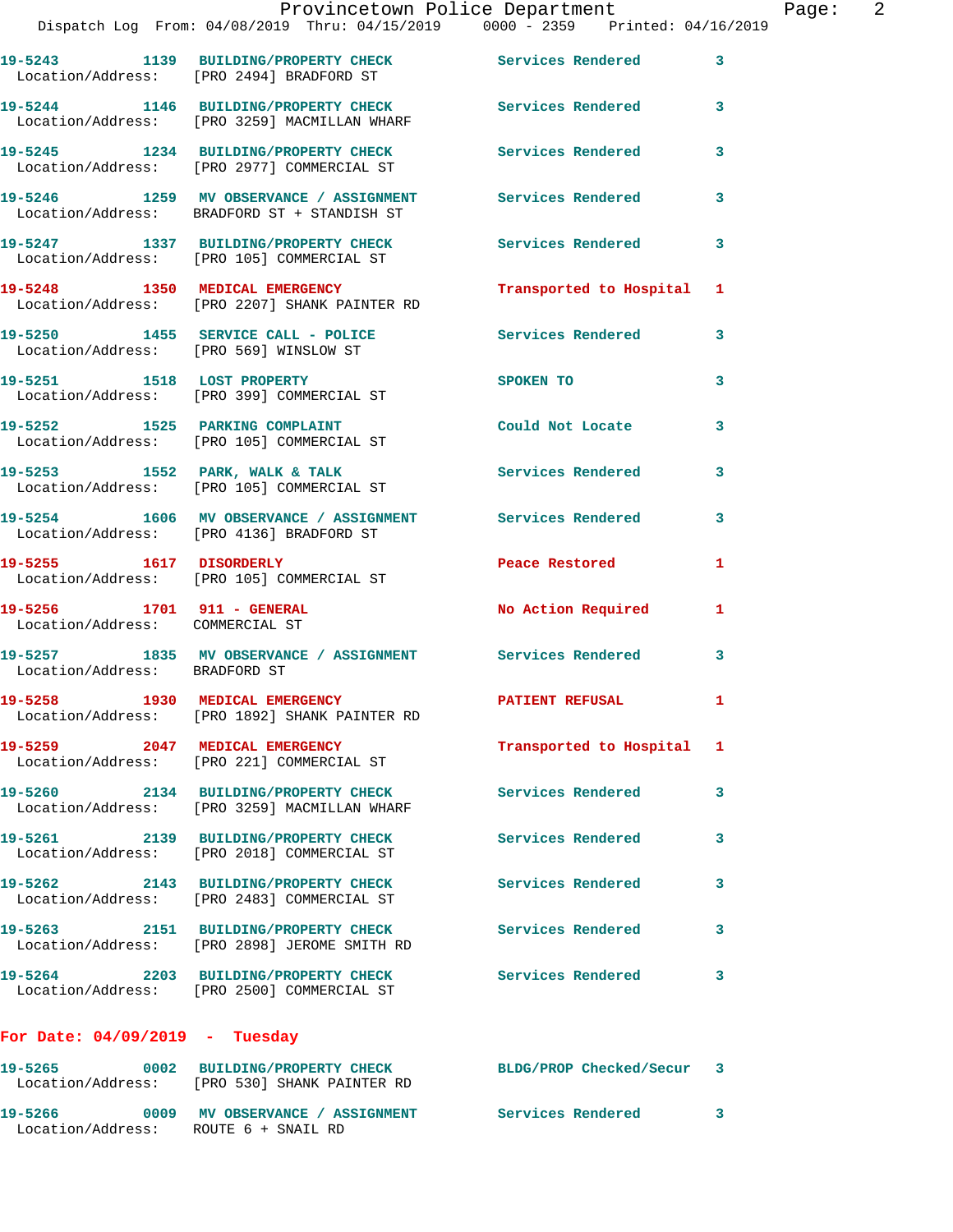19-5243 1139 BUILDING/PROPERTY CHECK Services Rendered 3
Location/Address: [PRO 2494] BRADFORD ST

19-5244 1146 BUILDING/PROPERTY CHECK Services Rendered 3
Location/Address: [PRO 3259] MACMILLAN WHARF

19-5245 1234 BUILDING/PROPERTY CHECK Services Rendered 3
Location/Address: [PRO 2977] COMMERCIAL ST

19-5246 1259 MV OBSERVANCE / ASSIGNMENT Services Rendered 3
Location/Address: BRADFORD ST + STANDISH ST

19-5247 1337 BUILDING/PROPERTY CHECK Services Rendered 3
Location/Address: [PRO 105] COMMERCIAL ST

19-5248 1350 MEDICAL EMERGENCY Transported to Hospital 1
Location/Address: [PRO 2207] SHANK PAINTER RD

19-5250 1455 SERVICE CALL - POLICE Services Rendered 3
Location/Address: [PRO 569] WINSLOW ST

19-5251 1518 LOST PROPERTY SPOKEN TO 3
Location/Address: [PRO 399] COMMERCIAL ST

19-5252 1525 PARKING COMPLAINT Could Not Locate 3
Location/Address: [PRO 105] COMMERCIAL ST

19-5253 1552 PARK, WALK & TALK Services Rendered 3
Location/Address: [PRO 105] COMMERCIAL ST

19-5254 1606 MV OBSERVANCE / ASSIGNMENT Services Rendered 3
Location/Address: [PRO 4136] BRADFORD ST

19-5255 1617 DISORDERLY Peace Restored 1
Location/Address: [PRO 105] COMMERCIAL ST

19-5256 1701 911 - GENERAL No Action Required 1
Location/Address: COMMERCIAL ST

19-5257 1835 MV OBSERVANCE / ASSIGNMENT Services Rendered 3
Location/Address: BRADFORD ST

19-5258 1930 MEDICAL EMERGENCY PATIENT REFUSAL 1
Location/Address: [PRO 1892] SHANK PAINTER RD

19-5259 2047 MEDICAL EMERGENCY Transported to Hospital 1
Location/Address: [PRO 221] COMMERCIAL ST

19-5260 2134 BUILDING/PROPERTY CHECK Services Rendered 3
Location/Address: [PRO 3259] MACMILLAN WHARF

19-5261 2139 BUILDING/PROPERTY CHECK Services Rendered 3
Location/Address: [PRO 2018] COMMERCIAL ST

19-5262 2143 BUILDING/PROPERTY CHECK Services Rendered 3
Location/Address: [PRO 2483] COMMERCIAL ST

19-5263 2151 BUILDING/PROPERTY CHECK Services Rendered 3
Location/Address: [PRO 2898] JEROME SMITH RD

19-5264 2203 BUILDING/PROPERTY CHECK Services Rendered 3
Location/Address: [PRO 2500] COMMERCIAL ST

## For Date: 04/09/2019 - Tuesday

19-5265 0002 BUILDING/PROPERTY CHECK BLDG/PROP Checked/Secur 3
Location/Address: [PRO 530] SHANK PAINTER RD

19-5266 0009 MV OBSERVANCE / ASSIGNMENT Services Rendered 3
Location/Address: ROUTE 6 + SNAIL RD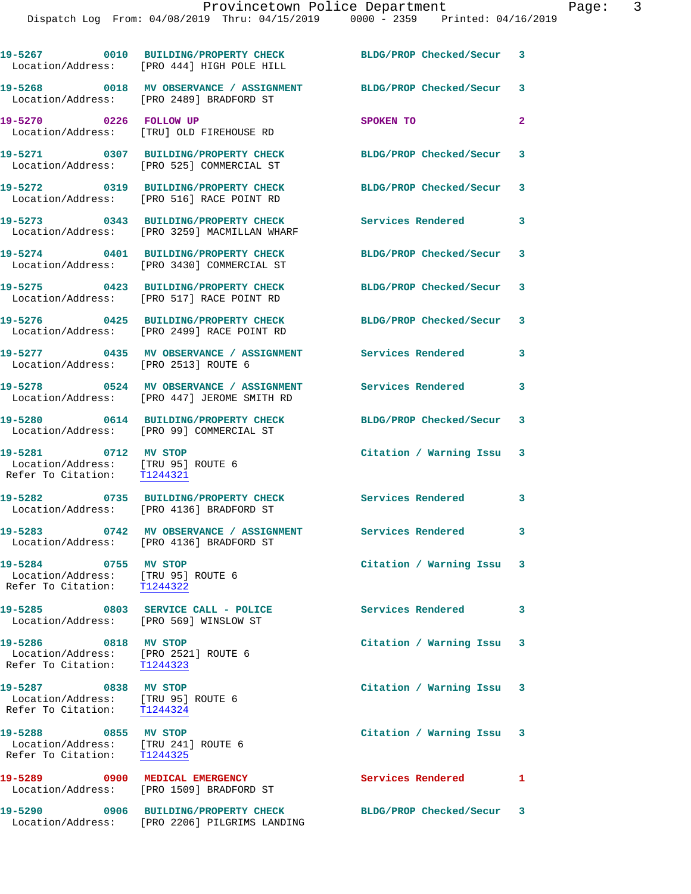| Call Number | Time | Call Reason | Action | Priority |
|---|---|---|---|---|
| 19-5267 | 0010 | BUILDING/PROPERTY CHECK | BLDG/PROP Checked/Secur | 3 |
| Location/Address: | [PRO 444] HIGH POLE HILL | | | |
| 19-5268 | 0018 | MV OBSERVANCE / ASSIGNMENT | BLDG/PROP Checked/Secur | 3 |
| Location/Address: | [PRO 2489] BRADFORD ST | | | |
| 19-5270 | 0226 | FOLLOW UP | SPOKEN TO | 2 |
| Location/Address: | [TRU] OLD FIREHOUSE RD | | | |
| 19-5271 | 0307 | BUILDING/PROPERTY CHECK | BLDG/PROP Checked/Secur | 3 |
| Location/Address: | [PRO 525] COMMERCIAL ST | | | |
| 19-5272 | 0319 | BUILDING/PROPERTY CHECK | BLDG/PROP Checked/Secur | 3 |
| Location/Address: | [PRO 516] RACE POINT RD | | | |
| 19-5273 | 0343 | BUILDING/PROPERTY CHECK | Services Rendered | 3 |
| Location/Address: | [PRO 3259] MACMILLAN WHARF | | | |
| 19-5274 | 0401 | BUILDING/PROPERTY CHECK | BLDG/PROP Checked/Secur | 3 |
| Location/Address: | [PRO 3430] COMMERCIAL ST | | | |
| 19-5275 | 0423 | BUILDING/PROPERTY CHECK | BLDG/PROP Checked/Secur | 3 |
| Location/Address: | [PRO 517] RACE POINT RD | | | |
| 19-5276 | 0425 | BUILDING/PROPERTY CHECK | BLDG/PROP Checked/Secur | 3 |
| Location/Address: | [PRO 2499] RACE POINT RD | | | |
| 19-5277 | 0435 | MV OBSERVANCE / ASSIGNMENT | Services Rendered | 3 |
| Location/Address: | [PRO 2513] ROUTE 6 | | | |
| 19-5278 | 0524 | MV OBSERVANCE / ASSIGNMENT | Services Rendered | 3 |
| Location/Address: | [PRO 447] JEROME SMITH RD | | | |
| 19-5280 | 0614 | BUILDING/PROPERTY CHECK | BLDG/PROP Checked/Secur | 3 |
| Location/Address: | [PRO 99] COMMERCIAL ST | | | |
| 19-5281 | 0712 | MV STOP | Citation / Warning Issu | 3 |
| Location/Address: | [TRU 95] ROUTE 6 | | | |
| Refer To Citation: | T1244321 | | | |
| 19-5282 | 0735 | BUILDING/PROPERTY CHECK | Services Rendered | 3 |
| Location/Address: | [PRO 4136] BRADFORD ST | | | |
| 19-5283 | 0742 | MV OBSERVANCE / ASSIGNMENT | Services Rendered | 3 |
| Location/Address: | [PRO 4136] BRADFORD ST | | | |
| 19-5284 | 0755 | MV STOP | Citation / Warning Issu | 3 |
| Location/Address: | [TRU 95] ROUTE 6 | | | |
| Refer To Citation: | T1244322 | | | |
| 19-5285 | 0803 | SERVICE CALL - POLICE | Services Rendered | 3 |
| Location/Address: | [PRO 569] WINSLOW ST | | | |
| 19-5286 | 0818 | MV STOP | Citation / Warning Issu | 3 |
| Location/Address: | [PRO 2521] ROUTE 6 | | | |
| Refer To Citation: | T1244323 | | | |
| 19-5287 | 0838 | MV STOP | Citation / Warning Issu | 3 |
| Location/Address: | [TRU 95] ROUTE 6 | | | |
| Refer To Citation: | T1244324 | | | |
| 19-5288 | 0855 | MV STOP | Citation / Warning Issu | 3 |
| Location/Address: | [TRU 241] ROUTE 6 | | | |
| Refer To Citation: | T1244325 | | | |
| 19-5289 | 0900 | MEDICAL EMERGENCY | Services Rendered | 1 |
| Location/Address: | [PRO 1509] BRADFORD ST | | | |
| 19-5290 | 0906 | BUILDING/PROPERTY CHECK | BLDG/PROP Checked/Secur | 3 |
| Location/Address: | [PRO 2206] PILGRIMS LANDING | | | |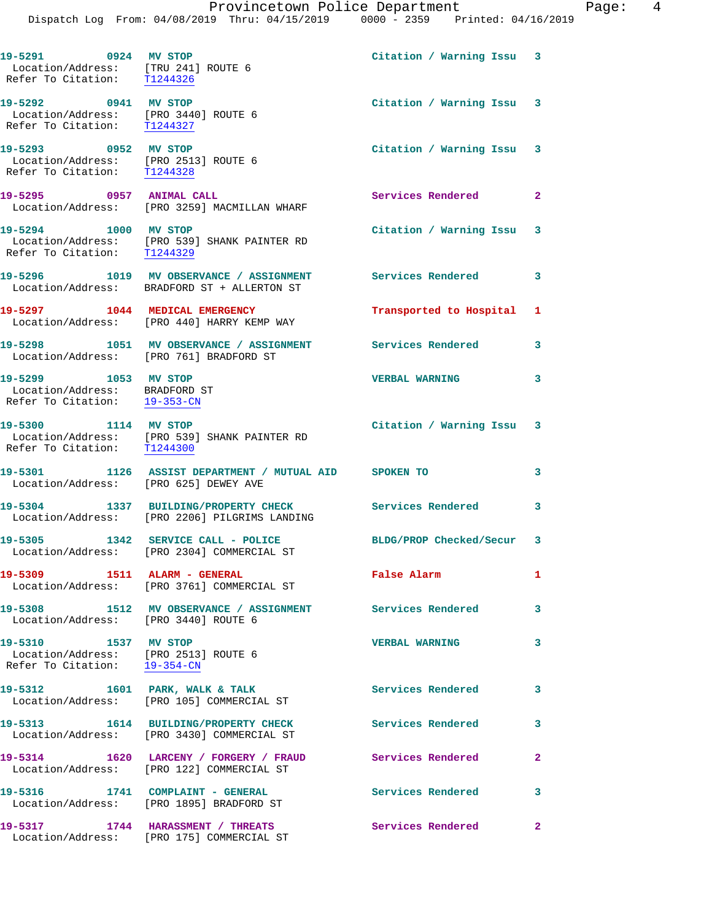19-5291 0924 MV STOP Citation / Warning Issu 3
Location/Address: [TRU 241] ROUTE 6
Refer To Citation: T1244326

19-5292 0941 MV STOP Citation / Warning Issu 3
Location/Address: [PRO 3440] ROUTE 6
Refer To Citation: T1244327

19-5293 0952 MV STOP Citation / Warning Issu 3
Location/Address: [PRO 2513] ROUTE 6
Refer To Citation: T1244328

19-5295 0957 ANIMAL CALL Services Rendered 2
Location/Address: [PRO 3259] MACMILLAN WHARF

19-5294 1000 MV STOP Citation / Warning Issu 3
Location/Address: [PRO 539] SHANK PAINTER RD
Refer To Citation: T1244329

19-5296 1019 MV OBSERVANCE / ASSIGNMENT Services Rendered 3
Location/Address: BRADFORD ST + ALLERTON ST

19-5297 1044 MEDICAL EMERGENCY Transported to Hospital 1
Location/Address: [PRO 440] HARRY KEMP WAY

19-5298 1051 MV OBSERVANCE / ASSIGNMENT Services Rendered 3
Location/Address: [PRO 761] BRADFORD ST

19-5299 1053 MV STOP VERBAL WARNING 3
Location/Address: BRADFORD ST
Refer To Citation: 19-353-CN

19-5300 1114 MV STOP Citation / Warning Issu 3
Location/Address: [PRO 539] SHANK PAINTER RD
Refer To Citation: T1244300

19-5301 1126 ASSIST DEPARTMENT / MUTUAL AID SPOKEN TO 3
Location/Address: [PRO 625] DEWEY AVE

19-5304 1337 BUILDING/PROPERTY CHECK Services Rendered 3
Location/Address: [PRO 2206] PILGRIMS LANDING

19-5305 1342 SERVICE CALL - POLICE BLDG/PROP Checked/Secur 3
Location/Address: [PRO 2304] COMMERCIAL ST

19-5309 1511 ALARM - GENERAL False Alarm 1
Location/Address: [PRO 3761] COMMERCIAL ST

19-5308 1512 MV OBSERVANCE / ASSIGNMENT Services Rendered 3
Location/Address: [PRO 3440] ROUTE 6

19-5310 1537 MV STOP VERBAL WARNING 3
Location/Address: [PRO 2513] ROUTE 6
Refer To Citation: 19-354-CN

19-5312 1601 PARK, WALK & TALK Services Rendered 3
Location/Address: [PRO 105] COMMERCIAL ST

19-5313 1614 BUILDING/PROPERTY CHECK Services Rendered 3
Location/Address: [PRO 3430] COMMERCIAL ST

19-5314 1620 LARCENY / FORGERY / FRAUD Services Rendered 2
Location/Address: [PRO 122] COMMERCIAL ST

19-5316 1741 COMPLAINT - GENERAL Services Rendered 3
Location/Address: [PRO 1895] BRADFORD ST

19-5317 1744 HARASSMENT / THREATS Services Rendered 2
Location/Address: [PRO 175] COMMERCIAL ST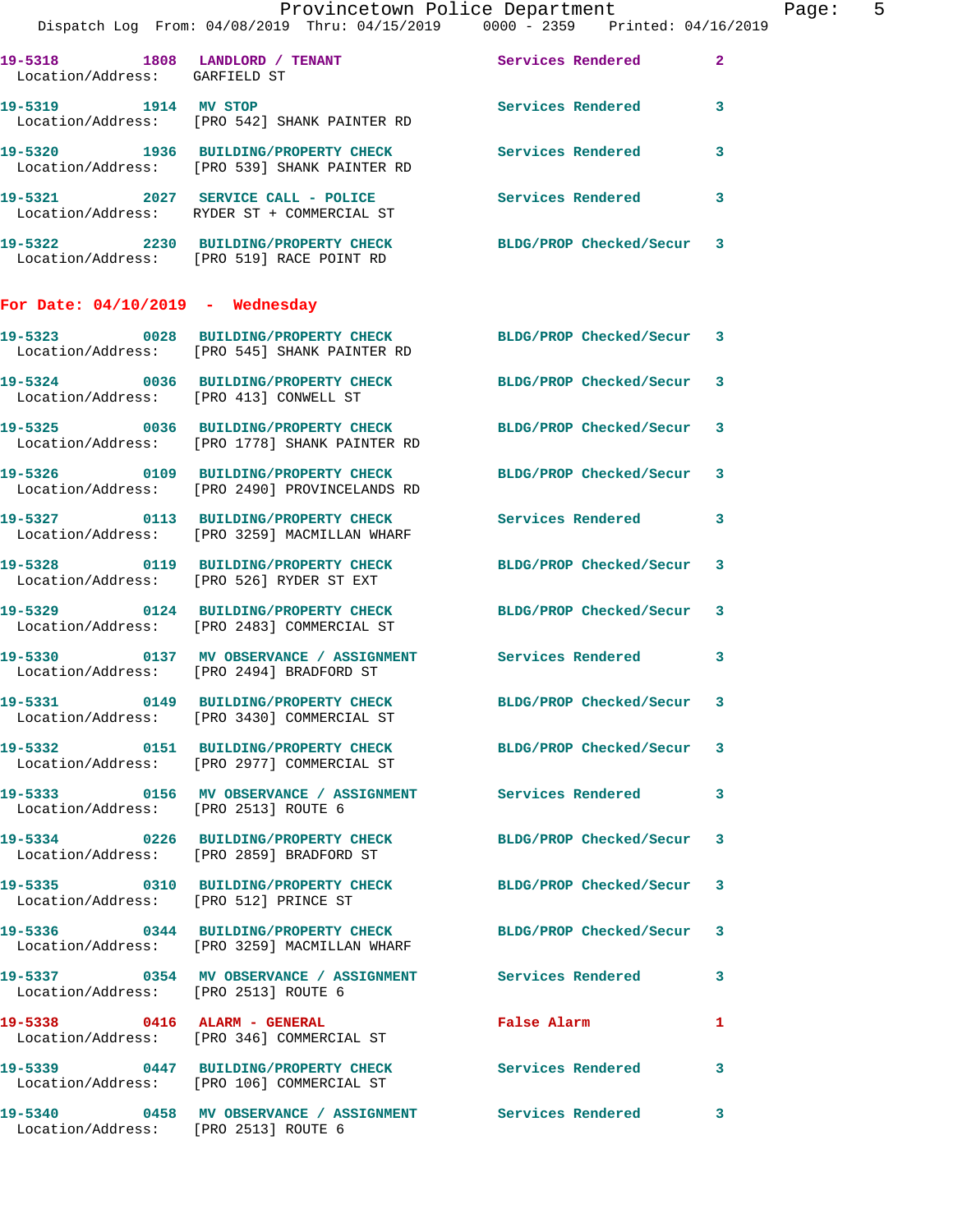19-5318 1808 LANDLORD / TENANT Services Rendered 2
Location/Address: GARFIELD ST

19-5319 1914 MV STOP Services Rendered 3
Location/Address: [PRO 542] SHANK PAINTER RD

19-5320 1936 BUILDING/PROPERTY CHECK Services Rendered 3
Location/Address: [PRO 539] SHANK PAINTER RD

19-5321 2027 SERVICE CALL - POLICE Services Rendered 3
Location/Address: RYDER ST + COMMERCIAL ST

19-5322 2230 BUILDING/PROPERTY CHECK BLDG/PROP Checked/Secur 3
Location/Address: [PRO 519] RACE POINT RD

**For Date: 04/10/2019 - Wednesday**

19-5323 0028 BUILDING/PROPERTY CHECK BLDG/PROP Checked/Secur 3
Location/Address: [PRO 545] SHANK PAINTER RD

19-5324 0036 BUILDING/PROPERTY CHECK BLDG/PROP Checked/Secur 3
Location/Address: [PRO 413] CONWELL ST

19-5325 0036 BUILDING/PROPERTY CHECK BLDG/PROP Checked/Secur 3
Location/Address: [PRO 1778] SHANK PAINTER RD

19-5326 0109 BUILDING/PROPERTY CHECK BLDG/PROP Checked/Secur 3
Location/Address: [PRO 2490] PROVINCELANDS RD

19-5327 0113 BUILDING/PROPERTY CHECK Services Rendered 3
Location/Address: [PRO 3259] MACMILLAN WHARF

19-5328 0119 BUILDING/PROPERTY CHECK BLDG/PROP Checked/Secur 3
Location/Address: [PRO 526] RYDER ST EXT

19-5329 0124 BUILDING/PROPERTY CHECK BLDG/PROP Checked/Secur 3
Location/Address: [PRO 2483] COMMERCIAL ST

19-5330 0137 MV OBSERVANCE / ASSIGNMENT Services Rendered 3
Location/Address: [PRO 2494] BRADFORD ST

19-5331 0149 BUILDING/PROPERTY CHECK BLDG/PROP Checked/Secur 3
Location/Address: [PRO 3430] COMMERCIAL ST

19-5332 0151 BUILDING/PROPERTY CHECK BLDG/PROP Checked/Secur 3
Location/Address: [PRO 2977] COMMERCIAL ST

19-5333 0156 MV OBSERVANCE / ASSIGNMENT Services Rendered 3
Location/Address: [PRO 2513] ROUTE 6

19-5334 0226 BUILDING/PROPERTY CHECK BLDG/PROP Checked/Secur 3
Location/Address: [PRO 2859] BRADFORD ST

19-5335 0310 BUILDING/PROPERTY CHECK BLDG/PROP Checked/Secur 3
Location/Address: [PRO 512] PRINCE ST

19-5336 0344 BUILDING/PROPERTY CHECK BLDG/PROP Checked/Secur 3
Location/Address: [PRO 3259] MACMILLAN WHARF

19-5337 0354 MV OBSERVANCE / ASSIGNMENT Services Rendered 3
Location/Address: [PRO 2513] ROUTE 6

19-5338 0416 ALARM - GENERAL False Alarm 1
Location/Address: [PRO 346] COMMERCIAL ST

19-5339 0447 BUILDING/PROPERTY CHECK Services Rendered 3
Location/Address: [PRO 106] COMMERCIAL ST

19-5340 0458 MV OBSERVANCE / ASSIGNMENT Services Rendered 3
Location/Address: [PRO 2513] ROUTE 6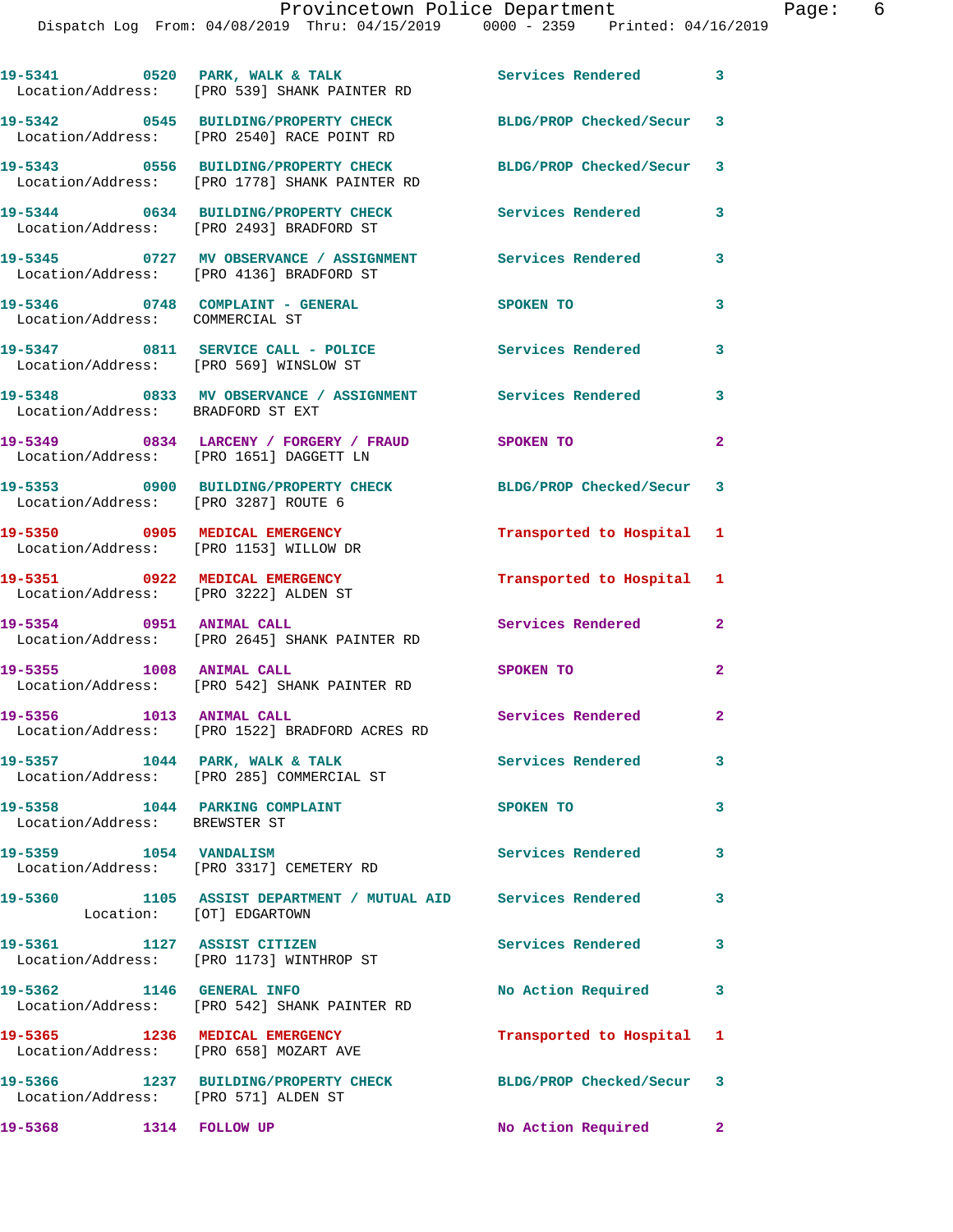| Call Number | Time | Call Reason | Action | Priority |
|---|---|---|---|---|
| 19-5341 | 0520 | PARK, WALK & TALK | Services Rendered | 3 |
| Location/Address: | | [PRO 539] SHANK PAINTER RD | | |
| 19-5342 | 0545 | BUILDING/PROPERTY CHECK | BLDG/PROP Checked/Secur | 3 |
| Location/Address: | | [PRO 2540] RACE POINT RD | | |
| 19-5343 | 0556 | BUILDING/PROPERTY CHECK | BLDG/PROP Checked/Secur | 3 |
| Location/Address: | | [PRO 1778] SHANK PAINTER RD | | |
| 19-5344 | 0634 | BUILDING/PROPERTY CHECK | Services Rendered | 3 |
| Location/Address: | | [PRO 2493] BRADFORD ST | | |
| 19-5345 | 0727 | MV OBSERVANCE / ASSIGNMENT | Services Rendered | 3 |
| Location/Address: | | [PRO 4136] BRADFORD ST | | |
| 19-5346 | 0748 | COMPLAINT - GENERAL | SPOKEN TO | 3 |
| Location/Address: | | COMMERCIAL ST | | |
| 19-5347 | 0811 | SERVICE CALL - POLICE | Services Rendered | 3 |
| Location/Address: | | [PRO 569] WINSLOW ST | | |
| 19-5348 | 0833 | MV OBSERVANCE / ASSIGNMENT | Services Rendered | 3 |
| Location/Address: | | BRADFORD ST EXT | | |
| 19-5349 | 0834 | LARCENY / FORGERY / FRAUD | SPOKEN TO | 2 |
| Location/Address: | | [PRO 1651] DAGGETT LN | | |
| 19-5353 | 0900 | BUILDING/PROPERTY CHECK | BLDG/PROP Checked/Secur | 3 |
| Location/Address: | | [PRO 3287] ROUTE 6 | | |
| 19-5350 | 0905 | MEDICAL EMERGENCY | Transported to Hospital | 1 |
| Location/Address: | | [PRO 1153] WILLOW DR | | |
| 19-5351 | 0922 | MEDICAL EMERGENCY | Transported to Hospital | 1 |
| Location/Address: | | [PRO 3222] ALDEN ST | | |
| 19-5354 | 0951 | ANIMAL CALL | Services Rendered | 2 |
| Location/Address: | | [PRO 2645] SHANK PAINTER RD | | |
| 19-5355 | 1008 | ANIMAL CALL | SPOKEN TO | 2 |
| Location/Address: | | [PRO 542] SHANK PAINTER RD | | |
| 19-5356 | 1013 | ANIMAL CALL | Services Rendered | 2 |
| Location/Address: | | [PRO 1522] BRADFORD ACRES RD | | |
| 19-5357 | 1044 | PARK, WALK & TALK | Services Rendered | 3 |
| Location/Address: | | [PRO 285] COMMERCIAL ST | | |
| 19-5358 | 1044 | PARKING COMPLAINT | SPOKEN TO | 3 |
| Location/Address: | | BREWSTER ST | | |
| 19-5359 | 1054 | VANDALISM | Services Rendered | 3 |
| Location/Address: | | [PRO 3317] CEMETERY RD | | |
| 19-5360 | 1105 | ASSIST DEPARTMENT / MUTUAL AID | Services Rendered | 3 |
| Location: | | [OT] EDGARTOWN | | |
| 19-5361 | 1127 | ASSIST CITIZEN | Services Rendered | 3 |
| Location/Address: | | [PRO 1173] WINTHROP ST | | |
| 19-5362 | 1146 | GENERAL INFO | No Action Required | 3 |
| Location/Address: | | [PRO 542] SHANK PAINTER RD | | |
| 19-5365 | 1236 | MEDICAL EMERGENCY | Transported to Hospital | 1 |
| Location/Address: | | [PRO 658] MOZART AVE | | |
| 19-5366 | 1237 | BUILDING/PROPERTY CHECK | BLDG/PROP Checked/Secur | 3 |
| Location/Address: | | [PRO 571] ALDEN ST | | |
| 19-5368 | 1314 | FOLLOW UP | No Action Required | 2 |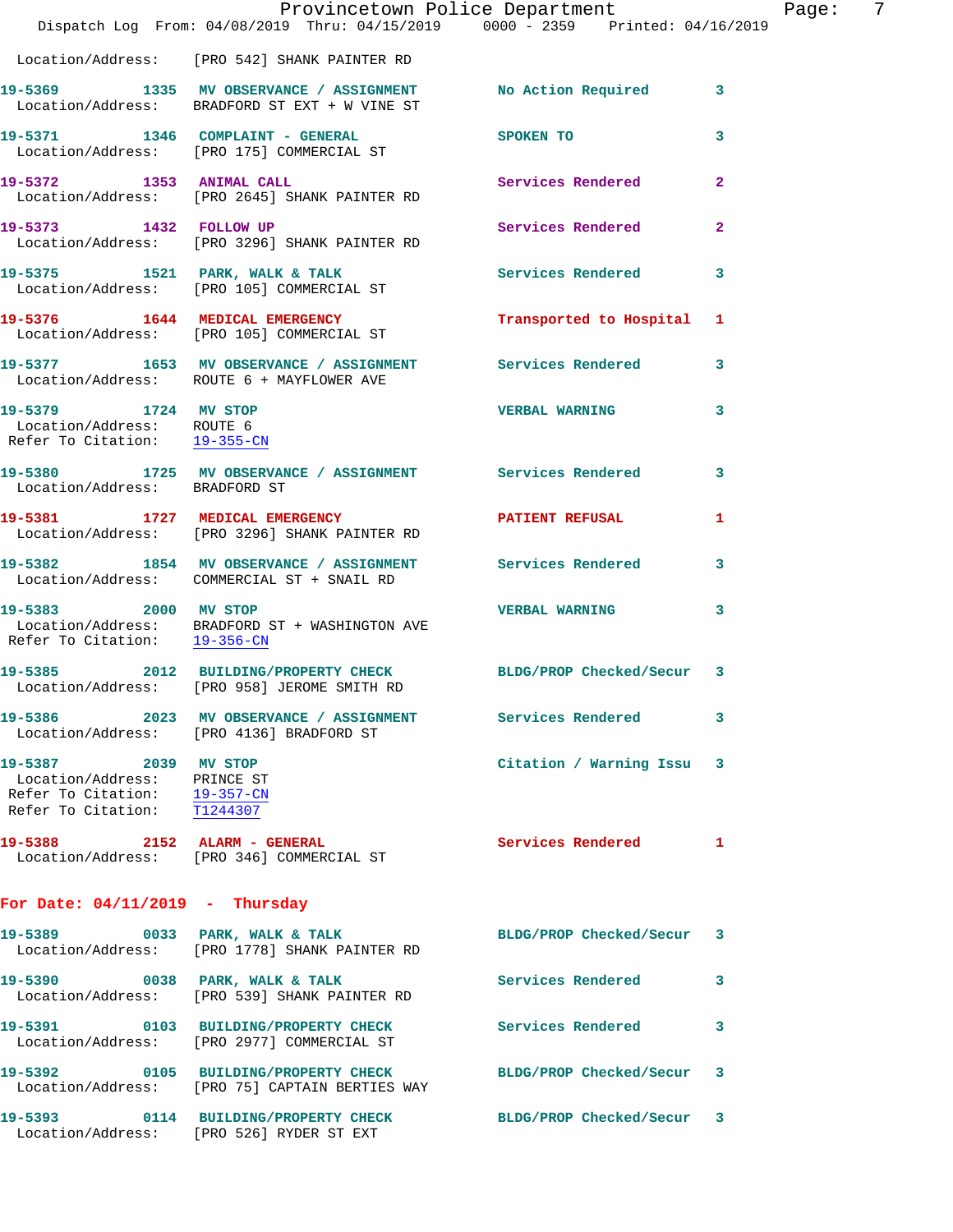Location/Address: [PRO 542] SHANK PAINTER RD

**19-5369** 1335 **MV OBSERVANCE / ASSIGNMENT** No Action Required 3
Location/Address: BRADFORD ST EXT + W VINE ST

**19-5371** 1346 **COMPLAINT - GENERAL** SPOKEN TO 3
Location/Address: [PRO 175] COMMERCIAL ST

**19-5372** 1353 **ANIMAL CALL** Services Rendered 2
Location/Address: [PRO 2645] SHANK PAINTER RD

**19-5373** 1432 **FOLLOW UP** Services Rendered 2
Location/Address: [PRO 3296] SHANK PAINTER RD

**19-5375** 1521 **PARK, WALK & TALK** Services Rendered 3
Location/Address: [PRO 105] COMMERCIAL ST

**19-5376** 1644 **MEDICAL EMERGENCY** Transported to Hospital 1
Location/Address: [PRO 105] COMMERCIAL ST

**19-5377** 1653 **MV OBSERVANCE / ASSIGNMENT** Services Rendered 3
Location/Address: ROUTE 6 + MAYFLOWER AVE

**19-5379** 1724 **MV STOP** VERBAL WARNING 3
Location/Address: ROUTE 6
Refer To Citation: 19-355-CN

**19-5380** 1725 **MV OBSERVANCE / ASSIGNMENT** Services Rendered 3
Location/Address: BRADFORD ST

**19-5381** 1727 **MEDICAL EMERGENCY** PATIENT REFUSAL 1
Location/Address: [PRO 3296] SHANK PAINTER RD

**19-5382** 1854 **MV OBSERVANCE / ASSIGNMENT** Services Rendered 3
Location/Address: COMMERCIAL ST + SNAIL RD

**19-5383** 2000 **MV STOP** VERBAL WARNING 3
Location/Address: BRADFORD ST + WASHINGTON AVE
Refer To Citation: 19-356-CN

**19-5385** 2012 **BUILDING/PROPERTY CHECK** BLDG/PROP Checked/Secur 3
Location/Address: [PRO 958] JEROME SMITH RD

**19-5386** 2023 **MV OBSERVANCE / ASSIGNMENT** Services Rendered 3
Location/Address: [PRO 4136] BRADFORD ST

**19-5387** 2039 **MV STOP** Citation / Warning Issu 3
Location/Address: PRINCE ST
Refer To Citation: 19-357-CN
Refer To Citation: T1244307

**19-5388** 2152 **ALARM - GENERAL** Services Rendered 1
Location/Address: [PRO 346] COMMERCIAL ST

## For Date: 04/11/2019 - Thursday

**19-5389** 0033 **PARK, WALK & TALK** BLDG/PROP Checked/Secur 3
Location/Address: [PRO 1778] SHANK PAINTER RD

**19-5390** 0038 **PARK, WALK & TALK** Services Rendered 3
Location/Address: [PRO 539] SHANK PAINTER RD

**19-5391** 0103 **BUILDING/PROPERTY CHECK** Services Rendered 3
Location/Address: [PRO 2977] COMMERCIAL ST

**19-5392** 0105 **BUILDING/PROPERTY CHECK** BLDG/PROP Checked/Secur 3
Location/Address: [PRO 75] CAPTAIN BERTIES WAY

**19-5393** 0114 **BUILDING/PROPERTY CHECK** BLDG/PROP Checked/Secur 3
Location/Address: [PRO 526] RYDER ST EXT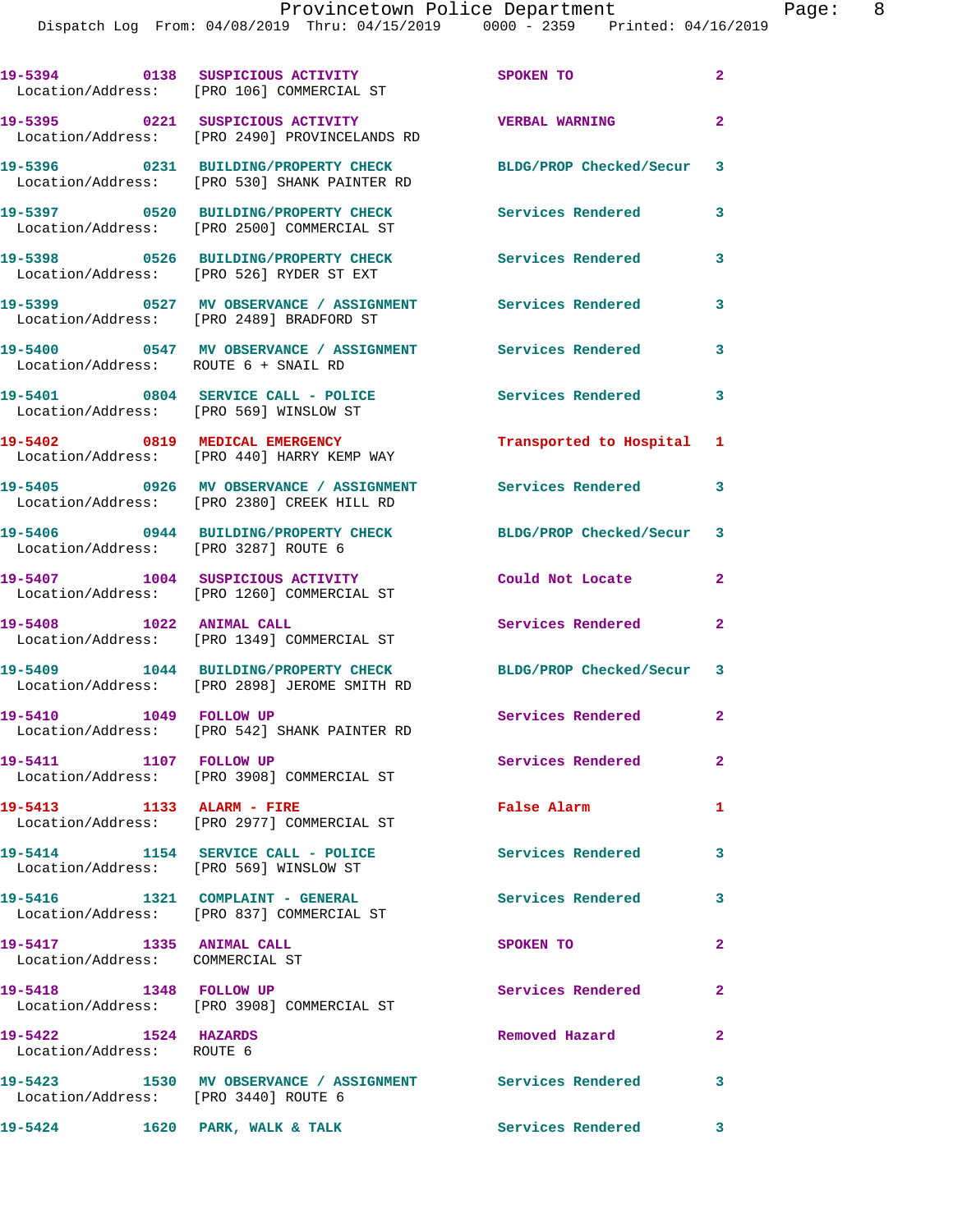19-5394 0138 SUSPICIOUS ACTIVITY SPOKEN TO 2
Location/Address: [PRO 106] COMMERCIAL ST

19-5395 0221 SUSPICIOUS ACTIVITY VERBAL WARNING 2
Location/Address: [PRO 2490] PROVINCELANDS RD

19-5396 0231 BUILDING/PROPERTY CHECK BLDG/PROP Checked/Secur 3
Location/Address: [PRO 530] SHANK PAINTER RD

19-5397 0520 BUILDING/PROPERTY CHECK Services Rendered 3
Location/Address: [PRO 2500] COMMERCIAL ST

19-5398 0526 BUILDING/PROPERTY CHECK Services Rendered 3
Location/Address: [PRO 526] RYDER ST EXT

19-5399 0527 MV OBSERVANCE / ASSIGNMENT Services Rendered 3
Location/Address: [PRO 2489] BRADFORD ST

19-5400 0547 MV OBSERVANCE / ASSIGNMENT Services Rendered 3
Location/Address: ROUTE 6 + SNAIL RD

19-5401 0804 SERVICE CALL - POLICE Services Rendered 3
Location/Address: [PRO 569] WINSLOW ST

19-5402 0819 MEDICAL EMERGENCY Transported to Hospital 1
Location/Address: [PRO 440] HARRY KEMP WAY

19-5405 0926 MV OBSERVANCE / ASSIGNMENT Services Rendered 3
Location/Address: [PRO 2380] CREEK HILL RD

19-5406 0944 BUILDING/PROPERTY CHECK BLDG/PROP Checked/Secur 3
Location/Address: [PRO 3287] ROUTE 6

19-5407 1004 SUSPICIOUS ACTIVITY Could Not Locate 2
Location/Address: [PRO 1260] COMMERCIAL ST

19-5408 1022 ANIMAL CALL Services Rendered 2
Location/Address: [PRO 1349] COMMERCIAL ST

19-5409 1044 BUILDING/PROPERTY CHECK BLDG/PROP Checked/Secur 3
Location/Address: [PRO 2898] JEROME SMITH RD

19-5410 1049 FOLLOW UP Services Rendered 2
Location/Address: [PRO 542] SHANK PAINTER RD

19-5411 1107 FOLLOW UP Services Rendered 2
Location/Address: [PRO 3908] COMMERCIAL ST

19-5413 1133 ALARM - FIRE False Alarm 1
Location/Address: [PRO 2977] COMMERCIAL ST

19-5414 1154 SERVICE CALL - POLICE Services Rendered 3
Location/Address: [PRO 569] WINSLOW ST

19-5416 1321 COMPLAINT - GENERAL Services Rendered 3
Location/Address: [PRO 837] COMMERCIAL ST

19-5417 1335 ANIMAL CALL SPOKEN TO 2
Location/Address: COMMERCIAL ST

19-5418 1348 FOLLOW UP Services Rendered 2
Location/Address: [PRO 3908] COMMERCIAL ST

19-5422 1524 HAZARDS Removed Hazard 2
Location/Address: ROUTE 6

19-5423 1530 MV OBSERVANCE / ASSIGNMENT Services Rendered 3
Location/Address: [PRO 3440] ROUTE 6

19-5424 1620 PARK, WALK & TALK Services Rendered 3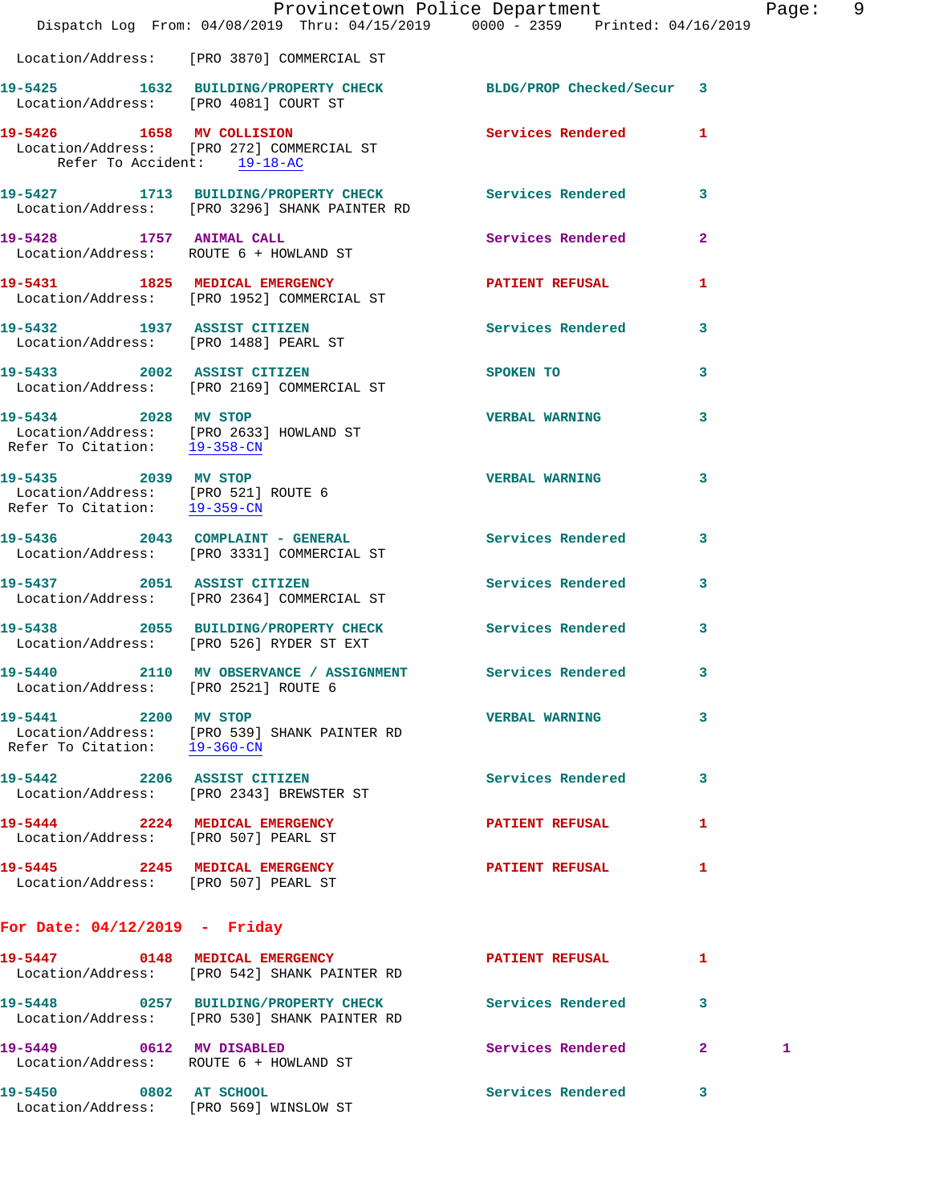Location/Address: [PRO 3870] COMMERCIAL ST

**19-5425** 1632 **BUILDING/PROPERTY CHECK** — BLDG/PROP Checked/Secur — 3
Location/Address: [PRO 4081] COURT ST

**19-5426** 1658 **MV COLLISION** — Services Rendered — 1
Location/Address: [PRO 272] COMMERCIAL ST
Refer To Accident: 19-18-AC

**19-5427** 1713 **BUILDING/PROPERTY CHECK** — Services Rendered — 3
Location/Address: [PRO 3296] SHANK PAINTER RD

**19-5428** 1757 **ANIMAL CALL** — Services Rendered — 2
Location/Address: ROUTE 6 + HOWLAND ST

**19-5431** 1825 **MEDICAL EMERGENCY** — PATIENT REFUSAL — 1
Location/Address: [PRO 1952] COMMERCIAL ST

**19-5432** 1937 **ASSIST CITIZEN** — Services Rendered — 3
Location/Address: [PRO 1488] PEARL ST

**19-5433** 2002 **ASSIST CITIZEN** — SPOKEN TO — 3
Location/Address: [PRO 2169] COMMERCIAL ST

**19-5434** 2028 **MV STOP** — VERBAL WARNING — 3
Location/Address: [PRO 2633] HOWLAND ST
Refer To Citation: 19-358-CN

**19-5435** 2039 **MV STOP** — VERBAL WARNING — 3
Location/Address: [PRO 521] ROUTE 6
Refer To Citation: 19-359-CN

**19-5436** 2043 **COMPLAINT - GENERAL** — Services Rendered — 3
Location/Address: [PRO 3331] COMMERCIAL ST

**19-5437** 2051 **ASSIST CITIZEN** — Services Rendered — 3
Location/Address: [PRO 2364] COMMERCIAL ST

**19-5438** 2055 **BUILDING/PROPERTY CHECK** — Services Rendered — 3
Location/Address: [PRO 526] RYDER ST EXT

**19-5440** 2110 **MV OBSERVANCE / ASSIGNMENT** — Services Rendered — 3
Location/Address: [PRO 2521] ROUTE 6

**19-5441** 2200 **MV STOP** — VERBAL WARNING — 3
Location/Address: [PRO 539] SHANK PAINTER RD
Refer To Citation: 19-360-CN

**19-5442** 2206 **ASSIST CITIZEN** — Services Rendered — 3
Location/Address: [PRO 2343] BREWSTER ST

**19-5444** 2224 **MEDICAL EMERGENCY** — PATIENT REFUSAL — 1
Location/Address: [PRO 507] PEARL ST

**19-5445** 2245 **MEDICAL EMERGENCY** — PATIENT REFUSAL — 1
Location/Address: [PRO 507] PEARL ST

## For Date: 04/12/2019 - Friday

**19-5447** 0148 **MEDICAL EMERGENCY** — PATIENT REFUSAL — 1
Location/Address: [PRO 542] SHANK PAINTER RD

**19-5448** 0257 **BUILDING/PROPERTY CHECK** — Services Rendered — 3
Location/Address: [PRO 530] SHANK PAINTER RD

**19-5449** 0612 **MV DISABLED** — Services Rendered — 2 — 1
Location/Address: ROUTE 6 + HOWLAND ST

**19-5450** 0802 **AT SCHOOL** — Services Rendered — 3
Location/Address: [PRO 569] WINSLOW ST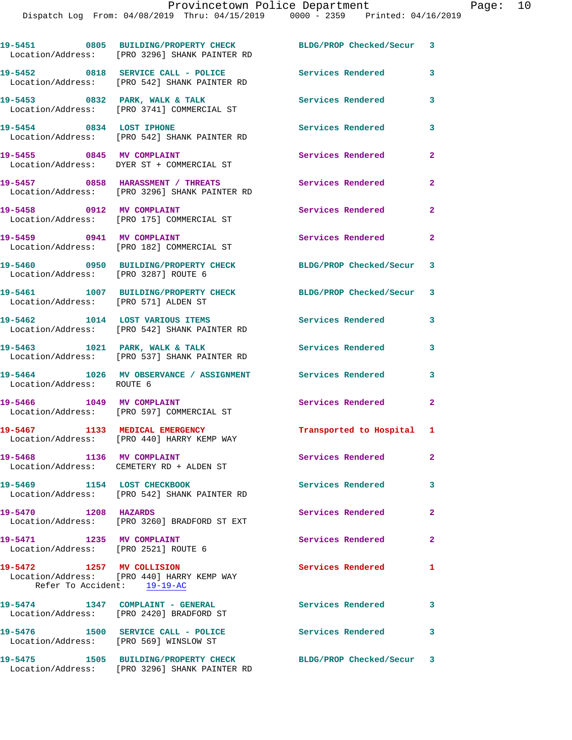| Call Number | Time | Call Reason | Action | Priority |
|---|---|---|---|---|
| 19-5451 | 0805 | BUILDING/PROPERTY CHECK | BLDG/PROP Checked/Secur | 3 |
| Location/Address: [PRO 3296] SHANK PAINTER RD | | | | |
| 19-5452 | 0818 | SERVICE CALL - POLICE | Services Rendered | 3 |
| Location/Address: [PRO 542] SHANK PAINTER RD | | | | |
| 19-5453 | 0832 | PARK, WALK & TALK | Services Rendered | 3 |
| Location/Address: [PRO 3741] COMMERCIAL ST | | | | |
| 19-5454 | 0834 | LOST IPHONE | Services Rendered | 3 |
| Location/Address: [PRO 542] SHANK PAINTER RD | | | | |
| 19-5455 | 0845 | MV COMPLAINT | Services Rendered | 2 |
| Location/Address: DYER ST + COMMERCIAL ST | | | | |
| 19-5457 | 0858 | HARASSMENT / THREATS | Services Rendered | 2 |
| Location/Address: [PRO 3296] SHANK PAINTER RD | | | | |
| 19-5458 | 0912 | MV COMPLAINT | Services Rendered | 2 |
| Location/Address: [PRO 175] COMMERCIAL ST | | | | |
| 19-5459 | 0941 | MV COMPLAINT | Services Rendered | 2 |
| Location/Address: [PRO 182] COMMERCIAL ST | | | | |
| 19-5460 | 0950 | BUILDING/PROPERTY CHECK | BLDG/PROP Checked/Secur | 3 |
| Location/Address: [PRO 3287] ROUTE 6 | | | | |
| 19-5461 | 1007 | BUILDING/PROPERTY CHECK | BLDG/PROP Checked/Secur | 3 |
| Location/Address: [PRO 571] ALDEN ST | | | | |
| 19-5462 | 1014 | LOST VARIOUS ITEMS | Services Rendered | 3 |
| Location/Address: [PRO 542] SHANK PAINTER RD | | | | |
| 19-5463 | 1021 | PARK, WALK & TALK | Services Rendered | 3 |
| Location/Address: [PRO 537] SHANK PAINTER RD | | | | |
| 19-5464 | 1026 | MV OBSERVANCE / ASSIGNMENT | Services Rendered | 3 |
| Location/Address: ROUTE 6 | | | | |
| 19-5466 | 1049 | MV COMPLAINT | Services Rendered | 2 |
| Location/Address: [PRO 597] COMMERCIAL ST | | | | |
| 19-5467 | 1133 | MEDICAL EMERGENCY | Transported to Hospital | 1 |
| Location/Address: [PRO 440] HARRY KEMP WAY | | | | |
| 19-5468 | 1136 | MV COMPLAINT | Services Rendered | 2 |
| Location/Address: CEMETERY RD + ALDEN ST | | | | |
| 19-5469 | 1154 | LOST CHECKBOOK | Services Rendered | 3 |
| Location/Address: [PRO 542] SHANK PAINTER RD | | | | |
| 19-5470 | 1208 | HAZARDS | Services Rendered | 2 |
| Location/Address: [PRO 3260] BRADFORD ST EXT | | | | |
| 19-5471 | 1235 | MV COMPLAINT | Services Rendered | 2 |
| Location/Address: [PRO 2521] ROUTE 6 | | | | |
| 19-5472 | 1257 | MV COLLISION | Services Rendered | 1 |
| Location/Address: [PRO 440] HARRY KEMP WAY; Refer To Accident: 19-19-AC | | | | |
| 19-5474 | 1347 | COMPLAINT - GENERAL | Services Rendered | 3 |
| Location/Address: [PRO 2420] BRADFORD ST | | | | |
| 19-5476 | 1500 | SERVICE CALL - POLICE | Services Rendered | 3 |
| Location/Address: [PRO 569] WINSLOW ST | | | | |
| 19-5475 | 1505 | BUILDING/PROPERTY CHECK | BLDG/PROP Checked/Secur | 3 |
| Location/Address: [PRO 3296] SHANK PAINTER RD | | | | |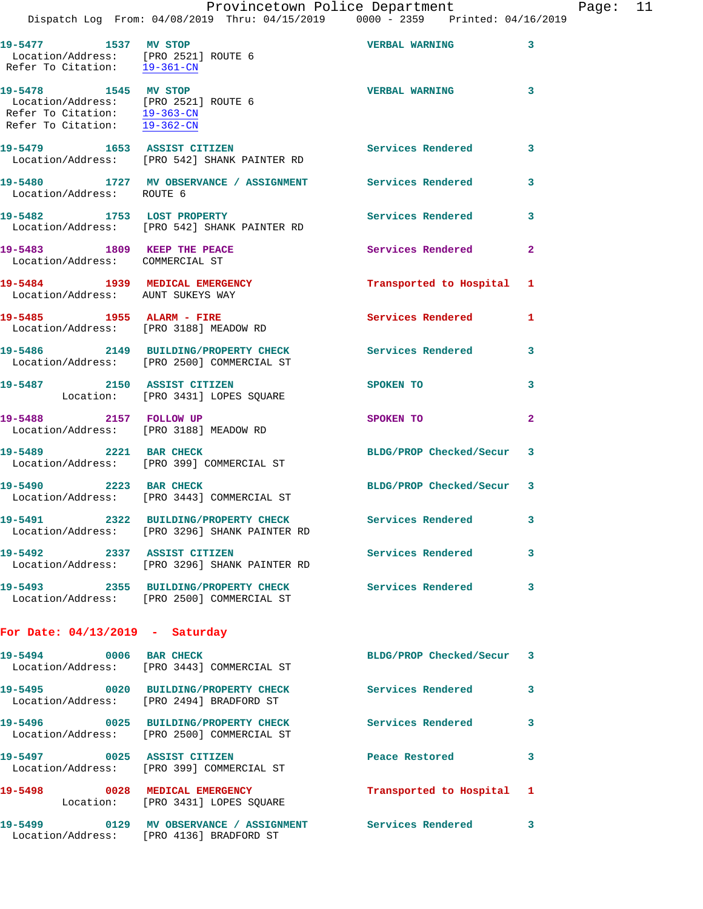19-5477 1537 MV STOP VERBAL WARNING 3
Location/Address: [PRO 2521] ROUTE 6
Refer To Citation: 19-361-CN

19-5478 1545 MV STOP VERBAL WARNING 3
Location/Address: [PRO 2521] ROUTE 6
Refer To Citation: 19-363-CN
Refer To Citation: 19-362-CN

19-5479 1653 ASSIST CITIZEN Services Rendered 3
Location/Address: [PRO 542] SHANK PAINTER RD

19-5480 1727 MV OBSERVANCE / ASSIGNMENT Services Rendered 3
Location/Address: ROUTE 6

19-5482 1753 LOST PROPERTY Services Rendered 3
Location/Address: [PRO 542] SHANK PAINTER RD

19-5483 1809 KEEP THE PEACE Services Rendered 2
Location/Address: COMMERCIAL ST

19-5484 1939 MEDICAL EMERGENCY Transported to Hospital 1
Location/Address: AUNT SUKEYS WAY

19-5485 1955 ALARM - FIRE Services Rendered 1
Location/Address: [PRO 3188] MEADOW RD

19-5486 2149 BUILDING/PROPERTY CHECK Services Rendered 3
Location/Address: [PRO 2500] COMMERCIAL ST

19-5487 2150 ASSIST CITIZEN SPOKEN TO 3
Location: [PRO 3431] LOPES SQUARE

19-5488 2157 FOLLOW UP SPOKEN TO 2
Location/Address: [PRO 3188] MEADOW RD

19-5489 2221 BAR CHECK BLDG/PROP Checked/Secur 3
Location/Address: [PRO 399] COMMERCIAL ST

19-5490 2223 BAR CHECK BLDG/PROP Checked/Secur 3
Location/Address: [PRO 3443] COMMERCIAL ST

19-5491 2322 BUILDING/PROPERTY CHECK Services Rendered 3
Location/Address: [PRO 3296] SHANK PAINTER RD

19-5492 2337 ASSIST CITIZEN Services Rendered 3
Location/Address: [PRO 3296] SHANK PAINTER RD

19-5493 2355 BUILDING/PROPERTY CHECK Services Rendered 3
Location/Address: [PRO 2500] COMMERCIAL ST

## For Date: 04/13/2019 - Saturday

19-5494 0006 BAR CHECK BLDG/PROP Checked/Secur 3
Location/Address: [PRO 3443] COMMERCIAL ST

19-5495 0020 BUILDING/PROPERTY CHECK Services Rendered 3
Location/Address: [PRO 2494] BRADFORD ST

19-5496 0025 BUILDING/PROPERTY CHECK Services Rendered 3
Location/Address: [PRO 2500] COMMERCIAL ST

19-5497 0025 ASSIST CITIZEN Peace Restored 3
Location/Address: [PRO 399] COMMERCIAL ST

19-5498 0028 MEDICAL EMERGENCY Transported to Hospital 1
Location: [PRO 3431] LOPES SQUARE

19-5499 0129 MV OBSERVANCE / ASSIGNMENT Services Rendered 3
Location/Address: [PRO 4136] BRADFORD ST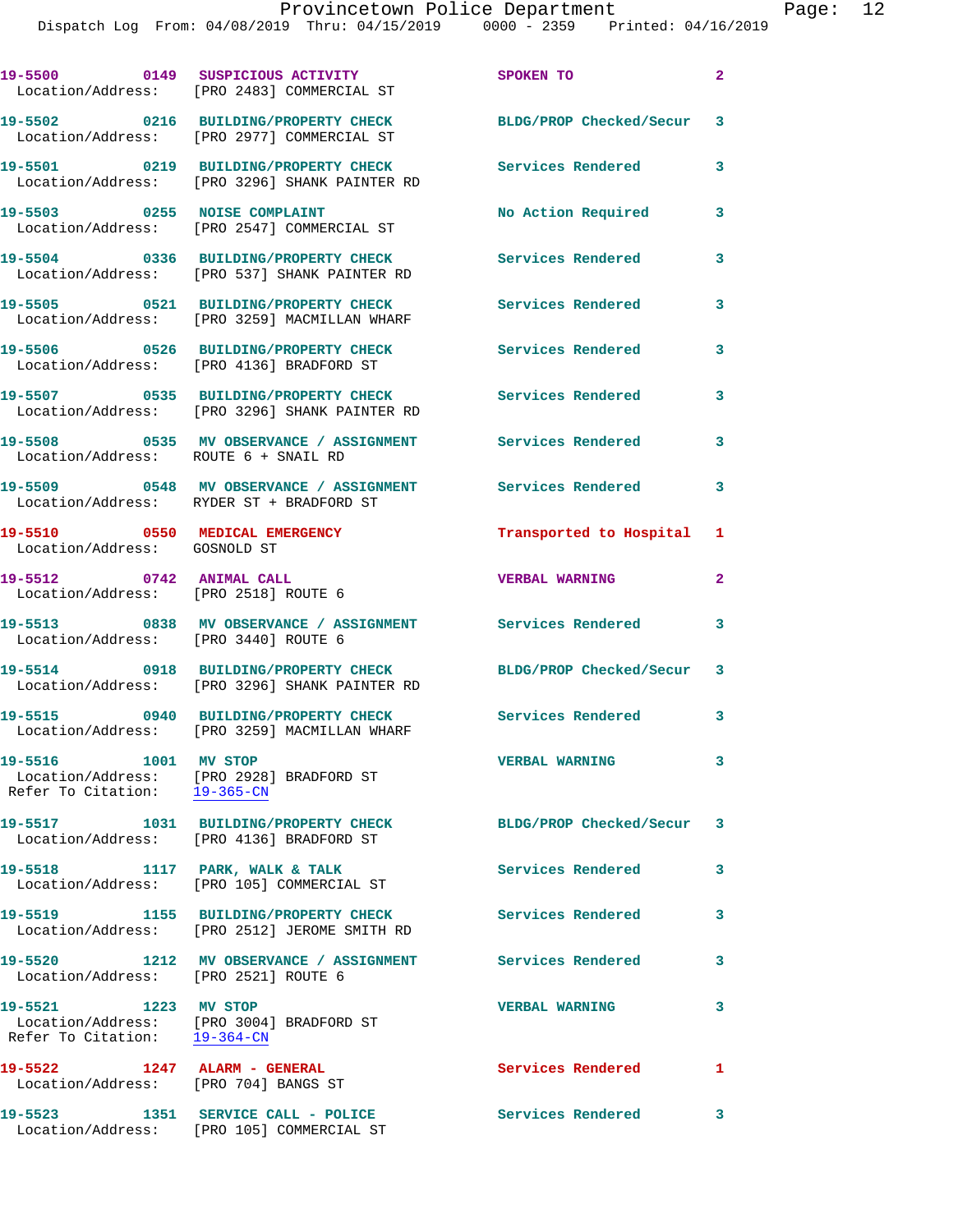19-5500 0149 SUSPICIOUS ACTIVITY SPOKEN TO 2
Location/Address: [PRO 2483] COMMERCIAL ST

19-5502 0216 BUILDING/PROPERTY CHECK BLDG/PROP Checked/Secur 3
Location/Address: [PRO 2977] COMMERCIAL ST

19-5501 0219 BUILDING/PROPERTY CHECK Services Rendered 3
Location/Address: [PRO 3296] SHANK PAINTER RD

19-5503 0255 NOISE COMPLAINT No Action Required 3
Location/Address: [PRO 2547] COMMERCIAL ST

19-5504 0336 BUILDING/PROPERTY CHECK Services Rendered 3
Location/Address: [PRO 537] SHANK PAINTER RD

19-5505 0521 BUILDING/PROPERTY CHECK Services Rendered 3
Location/Address: [PRO 3259] MACMILLAN WHARF

19-5506 0526 BUILDING/PROPERTY CHECK Services Rendered 3
Location/Address: [PRO 4136] BRADFORD ST

19-5507 0535 BUILDING/PROPERTY CHECK Services Rendered 3
Location/Address: [PRO 3296] SHANK PAINTER RD

19-5508 0535 MV OBSERVANCE / ASSIGNMENT Services Rendered 3
Location/Address: ROUTE 6 + SNAIL RD

19-5509 0548 MV OBSERVANCE / ASSIGNMENT Services Rendered 3
Location/Address: RYDER ST + BRADFORD ST

19-5510 0550 MEDICAL EMERGENCY Transported to Hospital 1
Location/Address: GOSNOLD ST

19-5512 0742 ANIMAL CALL VERBAL WARNING 2
Location/Address: [PRO 2518] ROUTE 6

19-5513 0838 MV OBSERVANCE / ASSIGNMENT Services Rendered 3
Location/Address: [PRO 3440] ROUTE 6

19-5514 0918 BUILDING/PROPERTY CHECK BLDG/PROP Checked/Secur 3
Location/Address: [PRO 3296] SHANK PAINTER RD

19-5515 0940 BUILDING/PROPERTY CHECK Services Rendered 3
Location/Address: [PRO 3259] MACMILLAN WHARF

19-5516 1001 MV STOP VERBAL WARNING 3
Location/Address: [PRO 2928] BRADFORD ST
Refer To Citation: 19-365-CN

19-5517 1031 BUILDING/PROPERTY CHECK BLDG/PROP Checked/Secur 3
Location/Address: [PRO 4136] BRADFORD ST

19-5518 1117 PARK, WALK & TALK Services Rendered 3
Location/Address: [PRO 105] COMMERCIAL ST

19-5519 1155 BUILDING/PROPERTY CHECK Services Rendered 3
Location/Address: [PRO 2512] JEROME SMITH RD

19-5520 1212 MV OBSERVANCE / ASSIGNMENT Services Rendered 3
Location/Address: [PRO 2521] ROUTE 6

19-5521 1223 MV STOP VERBAL WARNING 3
Location/Address: [PRO 3004] BRADFORD ST
Refer To Citation: 19-364-CN

19-5522 1247 ALARM - GENERAL Services Rendered 1
Location/Address: [PRO 704] BANGS ST

19-5523 1351 SERVICE CALL - POLICE Services Rendered 3
Location/Address: [PRO 105] COMMERCIAL ST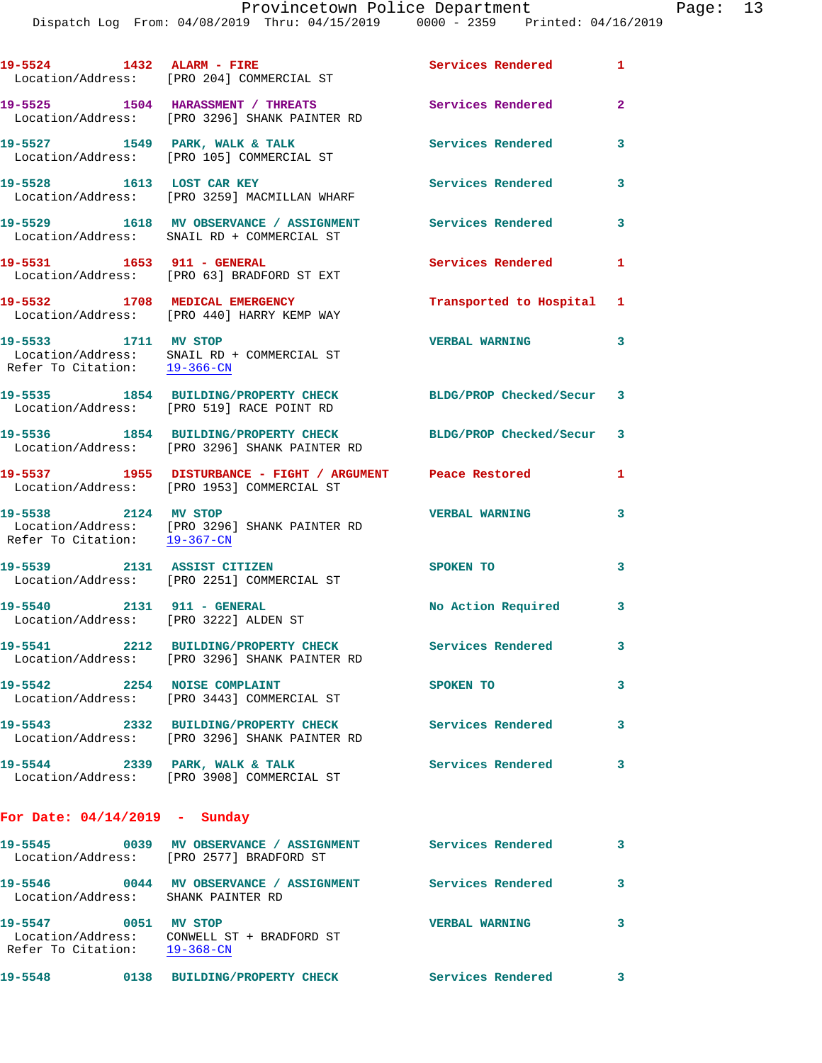| Call Number | Time | Call Reason | Action | Priority |
|---|---|---|---|---|
| 19-5524 | 1432 | ALARM - FIRE | Services Rendered | 1 |
| Location/Address: | | [PRO 204] COMMERCIAL ST | | |
| 19-5525 | 1504 | HARASSMENT / THREATS | Services Rendered | 2 |
| Location/Address: | | [PRO 3296] SHANK PAINTER RD | | |
| 19-5527 | 1549 | PARK, WALK & TALK | Services Rendered | 3 |
| Location/Address: | | [PRO 105] COMMERCIAL ST | | |
| 19-5528 | 1613 | LOST CAR KEY | Services Rendered | 3 |
| Location/Address: | | [PRO 3259] MACMILLAN WHARF | | |
| 19-5529 | 1618 | MV OBSERVANCE / ASSIGNMENT | Services Rendered | 3 |
| Location/Address: | | SNAIL RD + COMMERCIAL ST | | |
| 19-5531 | 1653 | 911 - GENERAL | Services Rendered | 1 |
| Location/Address: | | [PRO 63] BRADFORD ST EXT | | |
| 19-5532 | 1708 | MEDICAL EMERGENCY | Transported to Hospital | 1 |
| Location/Address: | | [PRO 440] HARRY KEMP WAY | | |
| 19-5533 | 1711 | MV STOP | VERBAL WARNING | 3 |
| Location/Address: | | SNAIL RD + COMMERCIAL ST | | |
| Refer To Citation: | | 19-366-CN | | |
| 19-5535 | 1854 | BUILDING/PROPERTY CHECK | BLDG/PROP Checked/Secur | 3 |
| Location/Address: | | [PRO 519] RACE POINT RD | | |
| 19-5536 | 1854 | BUILDING/PROPERTY CHECK | BLDG/PROP Checked/Secur | 3 |
| Location/Address: | | [PRO 3296] SHANK PAINTER RD | | |
| 19-5537 | 1955 | DISTURBANCE - FIGHT / ARGUMENT | Peace Restored | 1 |
| Location/Address: | | [PRO 1953] COMMERCIAL ST | | |
| 19-5538 | 2124 | MV STOP | VERBAL WARNING | 3 |
| Location/Address: | | [PRO 3296] SHANK PAINTER RD | | |
| Refer To Citation: | | 19-367-CN | | |
| 19-5539 | 2131 | ASSIST CITIZEN | SPOKEN TO | 3 |
| Location/Address: | | [PRO 2251] COMMERCIAL ST | | |
| 19-5540 | 2131 | 911 - GENERAL | No Action Required | 3 |
| Location/Address: | | [PRO 3222] ALDEN ST | | |
| 19-5541 | 2212 | BUILDING/PROPERTY CHECK | Services Rendered | 3 |
| Location/Address: | | [PRO 3296] SHANK PAINTER RD | | |
| 19-5542 | 2254 | NOISE COMPLAINT | SPOKEN TO | 3 |
| Location/Address: | | [PRO 3443] COMMERCIAL ST | | |
| 19-5543 | 2332 | BUILDING/PROPERTY CHECK | Services Rendered | 3 |
| Location/Address: | | [PRO 3296] SHANK PAINTER RD | | |
| 19-5544 | 2339 | PARK, WALK & TALK | Services Rendered | 3 |
| Location/Address: | | [PRO 3908] COMMERCIAL ST | | |

## For Date: 04/14/2019 - Sunday

| Call Number | Time | Call Reason | Action | Priority |
|---|---|---|---|---|
| 19-5545 | 0039 | MV OBSERVANCE / ASSIGNMENT | Services Rendered | 3 |
| Location/Address: | | [PRO 2577] BRADFORD ST | | |
| 19-5546 | 0044 | MV OBSERVANCE / ASSIGNMENT | Services Rendered | 3 |
| Location/Address: | | SHANK PAINTER RD | | |
| 19-5547 | 0051 | MV STOP | VERBAL WARNING | 3 |
| Location/Address: | | CONWELL ST + BRADFORD ST | | |
| Refer To Citation: | | 19-368-CN | | |
| 19-5548 | 0138 | BUILDING/PROPERTY CHECK | Services Rendered | 3 |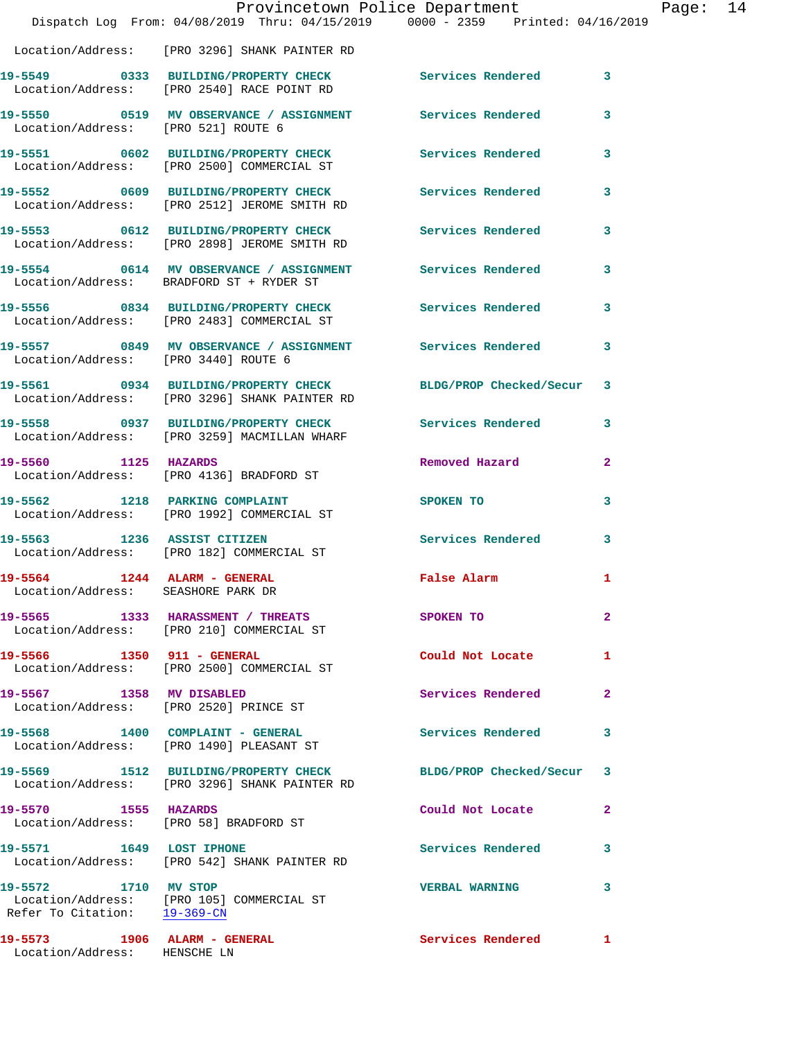Location/Address: [PRO 3296] SHANK PAINTER RD

19-5549 0333 BUILDING/PROPERTY CHECK Services Rendered 3
Location/Address: [PRO 2540] RACE POINT RD

19-5550 0519 MV OBSERVANCE / ASSIGNMENT Services Rendered 3
Location/Address: [PRO 521] ROUTE 6

19-5551 0602 BUILDING/PROPERTY CHECK Services Rendered 3
Location/Address: [PRO 2500] COMMERCIAL ST

19-5552 0609 BUILDING/PROPERTY CHECK Services Rendered 3
Location/Address: [PRO 2512] JEROME SMITH RD

19-5553 0612 BUILDING/PROPERTY CHECK Services Rendered 3
Location/Address: [PRO 2898] JEROME SMITH RD

19-5554 0614 MV OBSERVANCE / ASSIGNMENT Services Rendered 3
Location/Address: BRADFORD ST + RYDER ST

19-5556 0834 BUILDING/PROPERTY CHECK Services Rendered 3
Location/Address: [PRO 2483] COMMERCIAL ST

19-5557 0849 MV OBSERVANCE / ASSIGNMENT Services Rendered 3
Location/Address: [PRO 3440] ROUTE 6

19-5561 0934 BUILDING/PROPERTY CHECK BLDG/PROP Checked/Secur 3
Location/Address: [PRO 3296] SHANK PAINTER RD

19-5558 0937 BUILDING/PROPERTY CHECK Services Rendered 3
Location/Address: [PRO 3259] MACMILLAN WHARF

19-5560 1125 HAZARDS Removed Hazard 2
Location/Address: [PRO 4136] BRADFORD ST

19-5562 1218 PARKING COMPLAINT SPOKEN TO 3
Location/Address: [PRO 1992] COMMERCIAL ST

19-5563 1236 ASSIST CITIZEN Services Rendered 3
Location/Address: [PRO 182] COMMERCIAL ST

19-5564 1244 ALARM - GENERAL False Alarm 1
Location/Address: SEASHORE PARK DR

19-5565 1333 HARASSMENT / THREATS SPOKEN TO 2
Location/Address: [PRO 210] COMMERCIAL ST

19-5566 1350 911 - GENERAL Could Not Locate 1
Location/Address: [PRO 2500] COMMERCIAL ST

19-5567 1358 MV DISABLED Services Rendered 2
Location/Address: [PRO 2520] PRINCE ST

19-5568 1400 COMPLAINT - GENERAL Services Rendered 3
Location/Address: [PRO 1490] PLEASANT ST

19-5569 1512 BUILDING/PROPERTY CHECK BLDG/PROP Checked/Secur 3
Location/Address: [PRO 3296] SHANK PAINTER RD

19-5570 1555 HAZARDS Could Not Locate 2
Location/Address: [PRO 58] BRADFORD ST

19-5571 1649 LOST IPHONE Services Rendered 3
Location/Address: [PRO 542] SHANK PAINTER RD

19-5572 1710 MV STOP VERBAL WARNING 3
Location/Address: [PRO 105] COMMERCIAL ST
Refer To Citation: 19-369-CN

19-5573 1906 ALARM - GENERAL Services Rendered 1
Location/Address: HENSCHE LN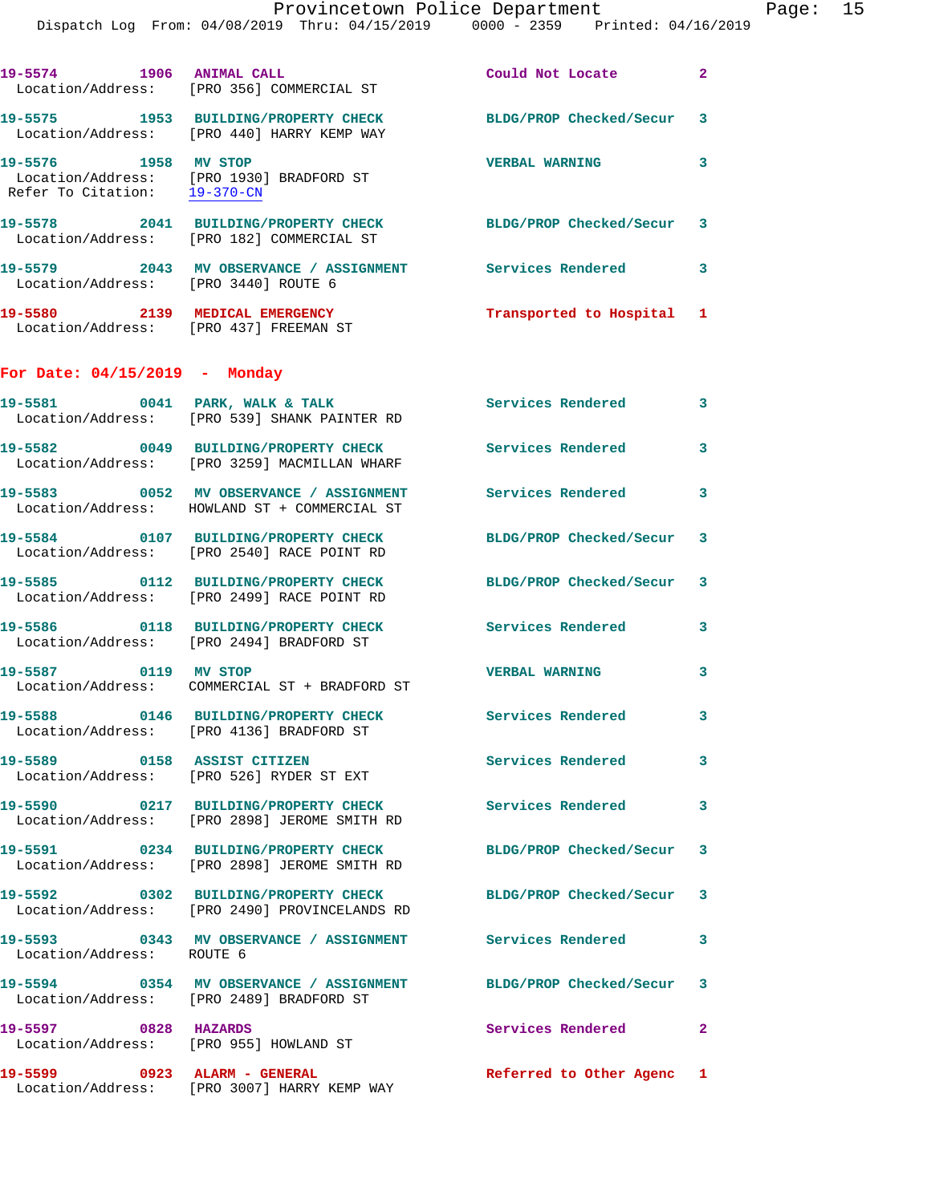19-5574 1906 **ANIMAL CALL** Could Not Locate 2
Location/Address: [PRO 356] COMMERCIAL ST

19-5575 1953 **BUILDING/PROPERTY CHECK** BLDG/PROP Checked/Secur 3
Location/Address: [PRO 440] HARRY KEMP WAY

19-5576 1958 **MV STOP** VERBAL WARNING 3
Location/Address: [PRO 1930] BRADFORD ST
Refer To Citation: 19-370-CN

19-5578 2041 **BUILDING/PROPERTY CHECK** BLDG/PROP Checked/Secur 3
Location/Address: [PRO 182] COMMERCIAL ST

19-5579 2043 **MV OBSERVANCE / ASSIGNMENT** Services Rendered 3
Location/Address: [PRO 3440] ROUTE 6

19-5580 2139 **MEDICAL EMERGENCY** Transported to Hospital 1
Location/Address: [PRO 437] FREEMAN ST

## For Date: 04/15/2019 - Monday

19-5581 0041 **PARK, WALK & TALK** Services Rendered 3
Location/Address: [PRO 539] SHANK PAINTER RD

19-5582 0049 **BUILDING/PROPERTY CHECK** Services Rendered 3
Location/Address: [PRO 3259] MACMILLAN WHARF

19-5583 0052 **MV OBSERVANCE / ASSIGNMENT** Services Rendered 3
Location/Address: HOWLAND ST + COMMERCIAL ST

19-5584 0107 **BUILDING/PROPERTY CHECK** BLDG/PROP Checked/Secur 3
Location/Address: [PRO 2540] RACE POINT RD

19-5585 0112 **BUILDING/PROPERTY CHECK** BLDG/PROP Checked/Secur 3
Location/Address: [PRO 2499] RACE POINT RD

19-5586 0118 **BUILDING/PROPERTY CHECK** Services Rendered 3
Location/Address: [PRO 2494] BRADFORD ST

19-5587 0119 **MV STOP** VERBAL WARNING 3
Location/Address: COMMERCIAL ST + BRADFORD ST

19-5588 0146 **BUILDING/PROPERTY CHECK** Services Rendered 3
Location/Address: [PRO 4136] BRADFORD ST

19-5589 0158 **ASSIST CITIZEN** Services Rendered 3
Location/Address: [PRO 526] RYDER ST EXT

19-5590 0217 **BUILDING/PROPERTY CHECK** Services Rendered 3
Location/Address: [PRO 2898] JEROME SMITH RD

19-5591 0234 **BUILDING/PROPERTY CHECK** BLDG/PROP Checked/Secur 3
Location/Address: [PRO 2898] JEROME SMITH RD

19-5592 0302 **BUILDING/PROPERTY CHECK** BLDG/PROP Checked/Secur 3
Location/Address: [PRO 2490] PROVINCELANDS RD

19-5593 0343 **MV OBSERVANCE / ASSIGNMENT** Services Rendered 3
Location/Address: ROUTE 6

19-5594 0354 **MV OBSERVANCE / ASSIGNMENT** BLDG/PROP Checked/Secur 3
Location/Address: [PRO 2489] BRADFORD ST

19-5597 0828 **HAZARDS** Services Rendered 2
Location/Address: [PRO 955] HOWLAND ST

19-5599 0923 **ALARM - GENERAL** Referred to Other Agenc 1
Location/Address: [PRO 3007] HARRY KEMP WAY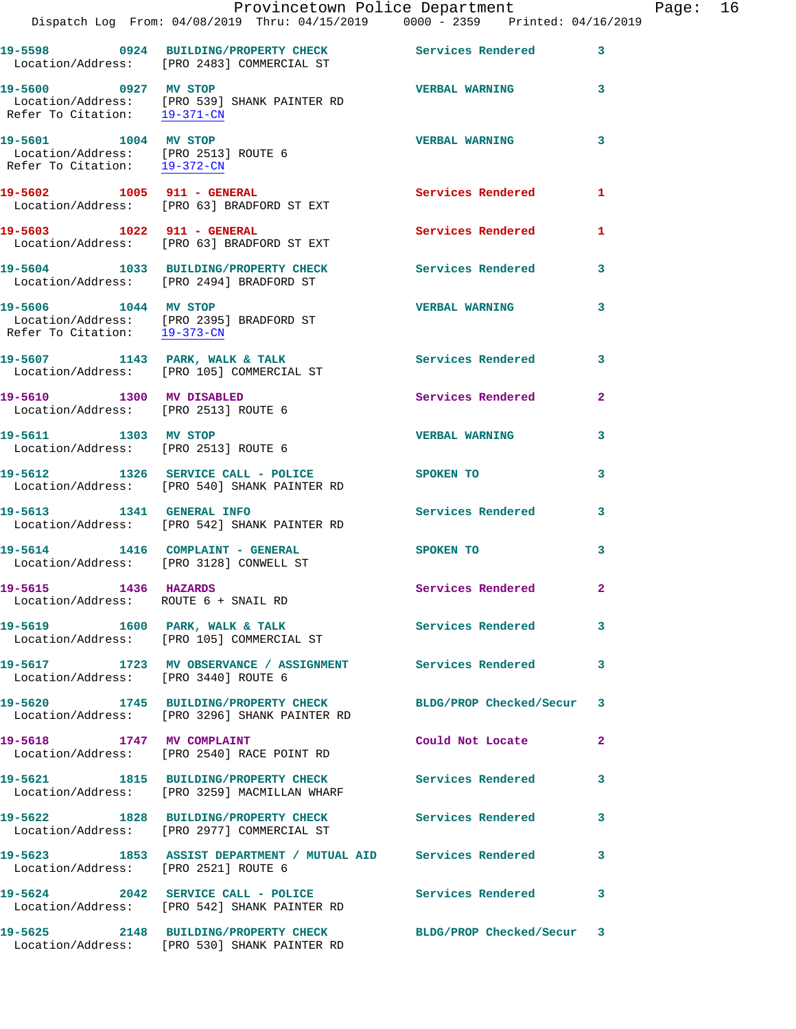```
19-5598        0924   BUILDING/PROPERTY CHECK          Services Rendered         3
  Location/Address:    [PRO 2483] COMMERCIAL ST

19-5600        0927   MV STOP                          VERBAL WARNING            3
  Location/Address:    [PRO 539] SHANK PAINTER RD
 Refer To Citation:    19-371-CN

19-5601        1004   MV STOP                          VERBAL WARNING            3
  Location/Address:    [PRO 2513] ROUTE 6
 Refer To Citation:    19-372-CN

19-5602        1005   911 - GENERAL                    Services Rendered         1
  Location/Address:    [PRO 63] BRADFORD ST EXT

19-5603        1022   911 - GENERAL                    Services Rendered         1
  Location/Address:    [PRO 63] BRADFORD ST EXT

19-5604        1033   BUILDING/PROPERTY CHECK          Services Rendered         3
  Location/Address:    [PRO 2494] BRADFORD ST

19-5606        1044   MV STOP                          VERBAL WARNING            3
  Location/Address:    [PRO 2395] BRADFORD ST
 Refer To Citation:    19-373-CN

19-5607        1143   PARK, WALK & TALK                Services Rendered         3
  Location/Address:    [PRO 105] COMMERCIAL ST

19-5610        1300   MV DISABLED                      Services Rendered         2
  Location/Address:    [PRO 2513] ROUTE 6

19-5611        1303   MV STOP                          VERBAL WARNING            3
  Location/Address:    [PRO 2513] ROUTE 6

19-5612        1326   SERVICE CALL - POLICE            SPOKEN TO                 3
  Location/Address:    [PRO 540] SHANK PAINTER RD

19-5613        1341   GENERAL INFO                     Services Rendered         3
  Location/Address:    [PRO 542] SHANK PAINTER RD

19-5614        1416   COMPLAINT - GENERAL              SPOKEN TO                 3
  Location/Address:    [PRO 3128] CONWELL ST

19-5615        1436   HAZARDS                          Services Rendered         2
  Location/Address:    ROUTE 6 + SNAIL RD

19-5619        1600   PARK, WALK & TALK                Services Rendered         3
  Location/Address:    [PRO 105] COMMERCIAL ST

19-5617        1723   MV OBSERVANCE / ASSIGNMENT       Services Rendered         3
  Location/Address:    [PRO 3440] ROUTE 6

19-5620        1745   BUILDING/PROPERTY CHECK          BLDG/PROP Checked/Secur   3
  Location/Address:    [PRO 3296] SHANK PAINTER RD

19-5618        1747   MV COMPLAINT                     Could Not Locate          2
  Location/Address:    [PRO 2540] RACE POINT RD

19-5621        1815   BUILDING/PROPERTY CHECK          Services Rendered         3
  Location/Address:    [PRO 3259] MACMILLAN WHARF

19-5622        1828   BUILDING/PROPERTY CHECK          Services Rendered         3
  Location/Address:    [PRO 2977] COMMERCIAL ST

19-5623        1853   ASSIST DEPARTMENT / MUTUAL AID   Services Rendered         3
  Location/Address:    [PRO 2521] ROUTE 6

19-5624        2042   SERVICE CALL - POLICE            Services Rendered         3
  Location/Address:    [PRO 542] SHANK PAINTER RD

19-5625        2148   BUILDING/PROPERTY CHECK          BLDG/PROP Checked/Secur   3
  Location/Address:    [PRO 530] SHANK PAINTER RD
```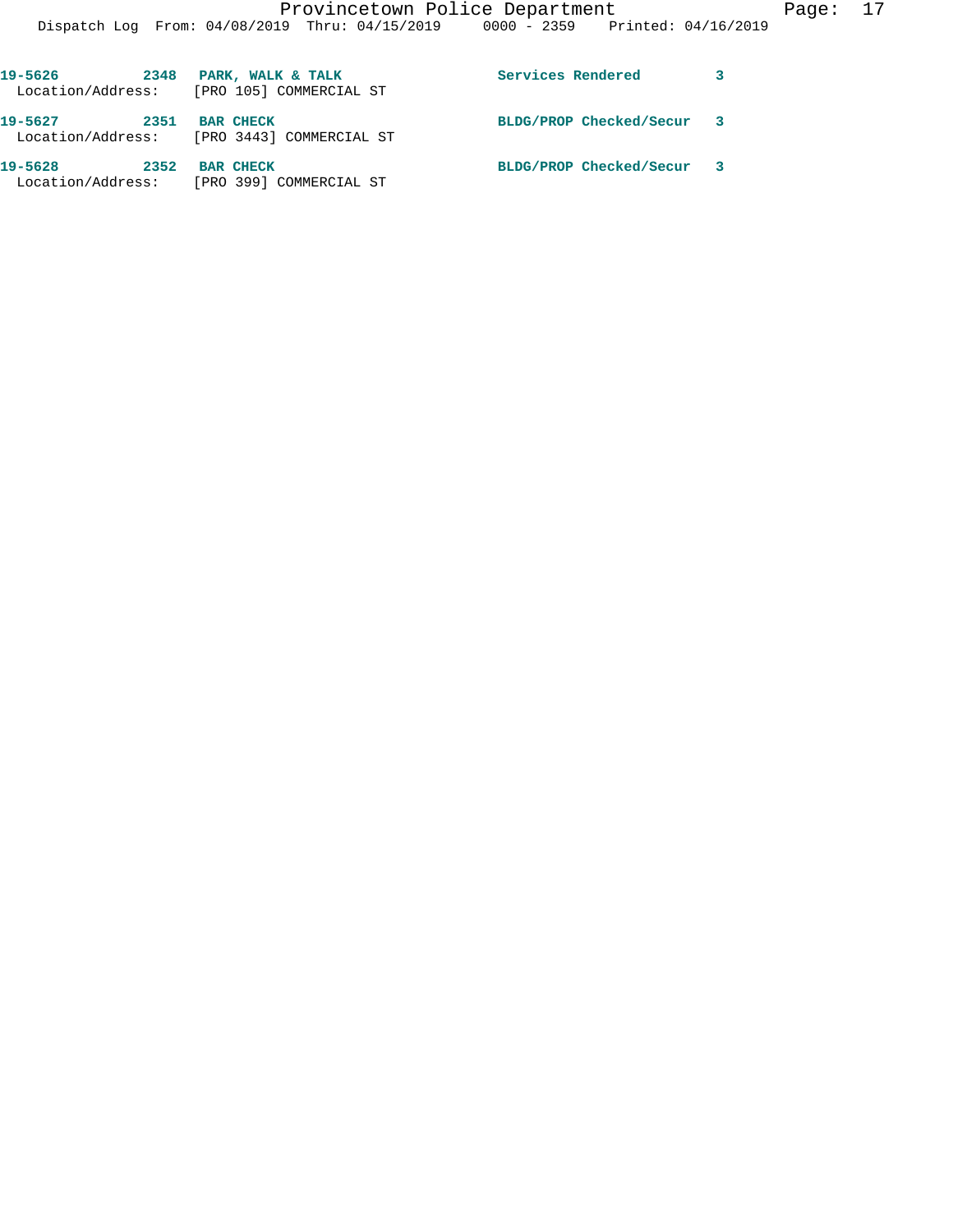19-5626 2348 PARK, WALK & TALK Services Rendered 3
Location/Address: [PRO 105] COMMERCIAL ST

19-5627 2351 BAR CHECK BLDG/PROP Checked/Secur 3
Location/Address: [PRO 3443] COMMERCIAL ST

19-5628 2352 BAR CHECK BLDG/PROP Checked/Secur 3
Location/Address: [PRO 399] COMMERCIAL ST